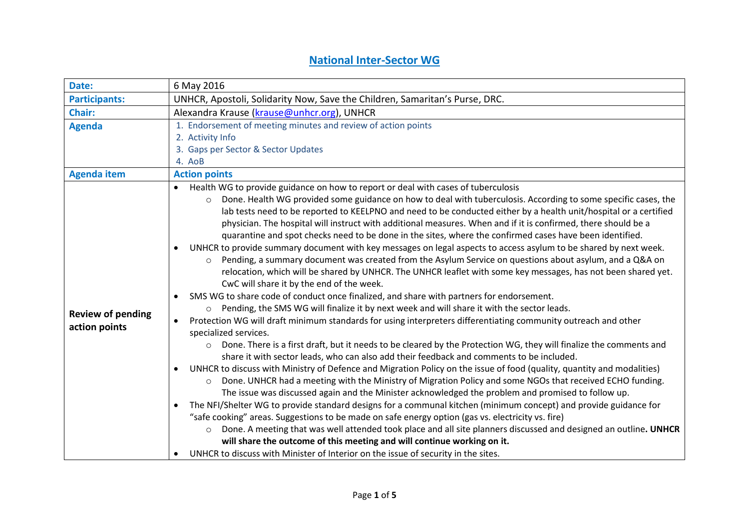# National Inter-Sector WG

| | |
|---|---|
| **Date:** | 6 May 2016 |
| **Participants:** | UNHCR, Apostoli, Solidarity Now, Save the Children, Samaritan's Purse, DRC. |
| **Chair:** | Alexandra Krause (krause@unhcr.org), UNHCR |
| **Agenda** | 1. Endorsement of meeting minutes and review of action points<br>2. Activity Info<br>3. Gaps per Sector & Sector Updates<br>4. AoB |
| **Agenda item** | **Action points** |
| **Review of pending action points** | • Health WG to provide guidance on how to report or deal with cases of tuberculosis<br>&nbsp;&nbsp;&nbsp;&nbsp;○ Done. Health WG provided some guidance on how to deal with tuberculosis. According to some specific cases, the lab tests need to be reported to KEELPNO and need to be conducted either by a health unit/hospital or a certified physician. The hospital will instruct with additional measures. When and if it is confirmed, there should be a quarantine and spot checks need to be done in the sites, where the confirmed cases have been identified.<br>• UNHCR to provide summary document with key messages on legal aspects to access asylum to be shared by next week.<br>&nbsp;&nbsp;&nbsp;&nbsp;○ Pending, a summary document was created from the Asylum Service on questions about asylum, and a Q&A on relocation, which will be shared by UNHCR. The UNHCR leaflet with some key messages, has not been shared yet. CwC will share it by the end of the week.<br>• SMS WG to share code of conduct once finalized, and share with partners for endorsement.<br>&nbsp;&nbsp;&nbsp;&nbsp;○ Pending, the SMS WG will finalize it by next week and will share it with the sector leads.<br>• Protection WG will draft minimum standards for using interpreters differentiating community outreach and other specialized services.<br>&nbsp;&nbsp;&nbsp;&nbsp;○ Done. There is a first draft, but it needs to be cleared by the Protection WG, they will finalize the comments and share it with sector leads, who can also add their feedback and comments to be included.<br>• UNHCR to discuss with Ministry of Defence and Migration Policy on the issue of food (quality, quantity and modalities)<br>&nbsp;&nbsp;&nbsp;&nbsp;○ Done. UNHCR had a meeting with the Ministry of Migration Policy and some NGOs that received ECHO funding. The issue was discussed again and the Minister acknowledged the problem and promised to follow up.<br>• The NFI/Shelter WG to provide standard designs for a communal kitchen (minimum concept) and provide guidance for "safe cooking" areas. Suggestions to be made on safe energy option (gas vs. electricity vs. fire)<br>&nbsp;&nbsp;&nbsp;&nbsp;○ Done. A meeting that was well attended took place and all site planners discussed and designed an outline**. UNHCR will share the outcome of this meeting and will continue working on it.**<br>• UNHCR to discuss with Minister of Interior on the issue of security in the sites. |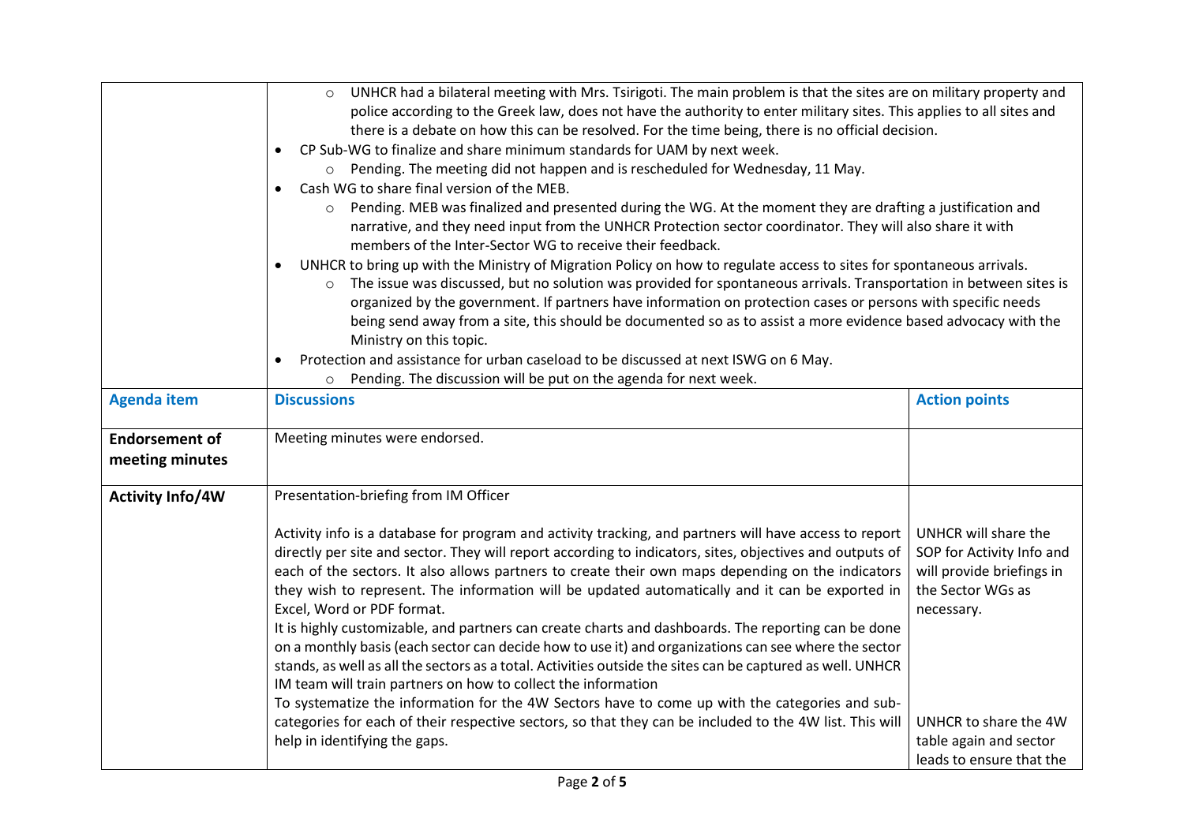|  |  |  |
|---|---|---|
|  | ○ UNHCR had a bilateral meeting with Mrs. Tsirigoti. The main problem is that the sites are on military property and police according to the Greek law, does not have the authority to enter military sites. This applies to all sites and there is a debate on how this can be resolved. For the time being, there is no official decision.<br>• CP Sub-WG to finalize and share minimum standards for UAM by next week.<br>○ Pending. The meeting did not happen and is rescheduled for Wednesday, 11 May.<br>• Cash WG to share final version of the MEB.<br>○ Pending. MEB was finalized and presented during the WG. At the moment they are drafting a justification and narrative, and they need input from the UNHCR Protection sector coordinator. They will also share it with members of the Inter-Sector WG to receive their feedback.<br>• UNHCR to bring up with the Ministry of Migration Policy on how to regulate access to sites for spontaneous arrivals.<br>○ The issue was discussed, but no solution was provided for spontaneous arrivals. Transportation in between sites is organized by the government. If partners have information on protection cases or persons with specific needs being send away from a site, this should be documented so as to assist a more evidence based advocacy with the Ministry on this topic.<br>• Protection and assistance for urban caseload to be discussed at next ISWG on 6 May.<br>○ Pending. The discussion will be put on the agenda for next week. |  |
| **Agenda item** | **Discussions** | **Action points** |
| **Endorsement of meeting minutes** | Meeting minutes were endorsed. |  |
| **Activity Info/4W** | Presentation-briefing from IM Officer<br><br>Activity info is a database for program and activity tracking, and partners will have access to report directly per site and sector. They will report according to indicators, sites, objectives and outputs of each of the sectors. It also allows partners to create their own maps depending on the indicators they wish to represent. The information will be updated automatically and it can be exported in Excel, Word or PDF format.<br>It is highly customizable, and partners can create charts and dashboards. The reporting can be done on a monthly basis (each sector can decide how to use it) and organizations can see where the sector stands, as well as all the sectors as a total. Activities outside the sites can be captured as well. UNHCR IM team will train partners on how to collect the information<br>To systematize the information for the 4W Sectors have to come up with the categories and sub-categories for each of their respective sectors, so that they can be included to the 4W list. This will help in identifying the gaps. | UNHCR will share the SOP for Activity Info and will provide briefings in the Sector WGs as necessary.<br><br>UNHCR to share the 4W table again and sector leads to ensure that the |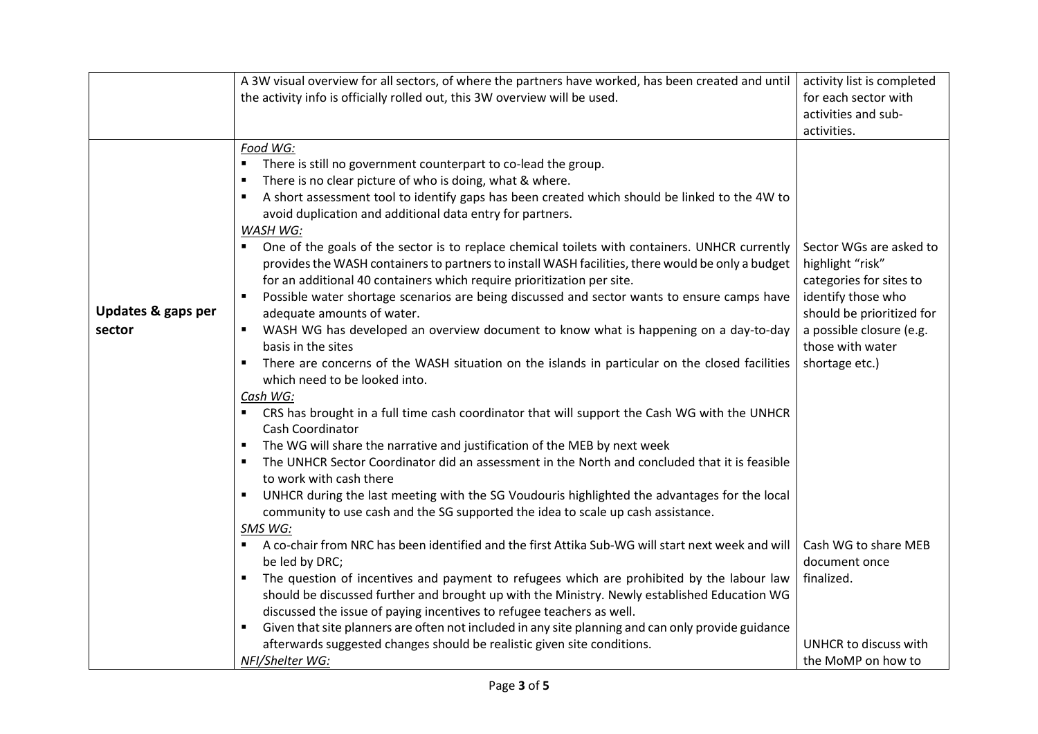| | | |
|---|---|---|
| | A 3W visual overview for all sectors, of where the partners have worked, has been created and until the activity info is officially rolled out, this 3W overview will be used. | activity list is completed for each sector with activities and sub-activities. |
| **Updates & gaps per sector** | *Food WG:*<br>▪ There is still no government counterpart to co-lead the group.<br>▪ There is no clear picture of who is doing, what & where.<br>▪ A short assessment tool to identify gaps has been created which should be linked to the 4W to avoid duplication and additional data entry for partners.<br>*WASH WG:*<br>▪ One of the goals of the sector is to replace chemical toilets with containers. UNHCR currently provides the WASH containers to partners to install WASH facilities, there would be only a budget for an additional 40 containers which require prioritization per site.<br>▪ Possible water shortage scenarios are being discussed and sector wants to ensure camps have adequate amounts of water.<br>▪ WASH WG has developed an overview document to know what is happening on a day-to-day basis in the sites<br>▪ There are concerns of the WASH situation on the islands in particular on the closed facilities which need to be looked into.<br>*Cash WG:*<br>▪ CRS has brought in a full time cash coordinator that will support the Cash WG with the UNHCR Cash Coordinator<br>▪ The WG will share the narrative and justification of the MEB by next week<br>▪ The UNHCR Sector Coordinator did an assessment in the North and concluded that it is feasible to work with cash there<br>▪ UNHCR during the last meeting with the SG Voudouris highlighted the advantages for the local community to use cash and the SG supported the idea to scale up cash assistance.<br>*SMS WG:*<br>▪ A co-chair from NRC has been identified and the first Attika Sub-WG will start next week and will be led by DRC;<br>▪ The question of incentives and payment to refugees which are prohibited by the labour law should be discussed further and brought up with the Ministry. Newly established Education WG discussed the issue of paying incentives to refugee teachers as well.<br>▪ Given that site planners are often not included in any site planning and can only provide guidance afterwards suggested changes should be realistic given site conditions.<br>*NFI/Shelter WG:* | Sector WGs are asked to highlight "risk" categories for sites to identify those who should be prioritized for a possible closure (e.g. those with water shortage etc.)<br><br>Cash WG to share MEB document once finalized.<br><br>UNHCR to discuss with the MoMP on how to |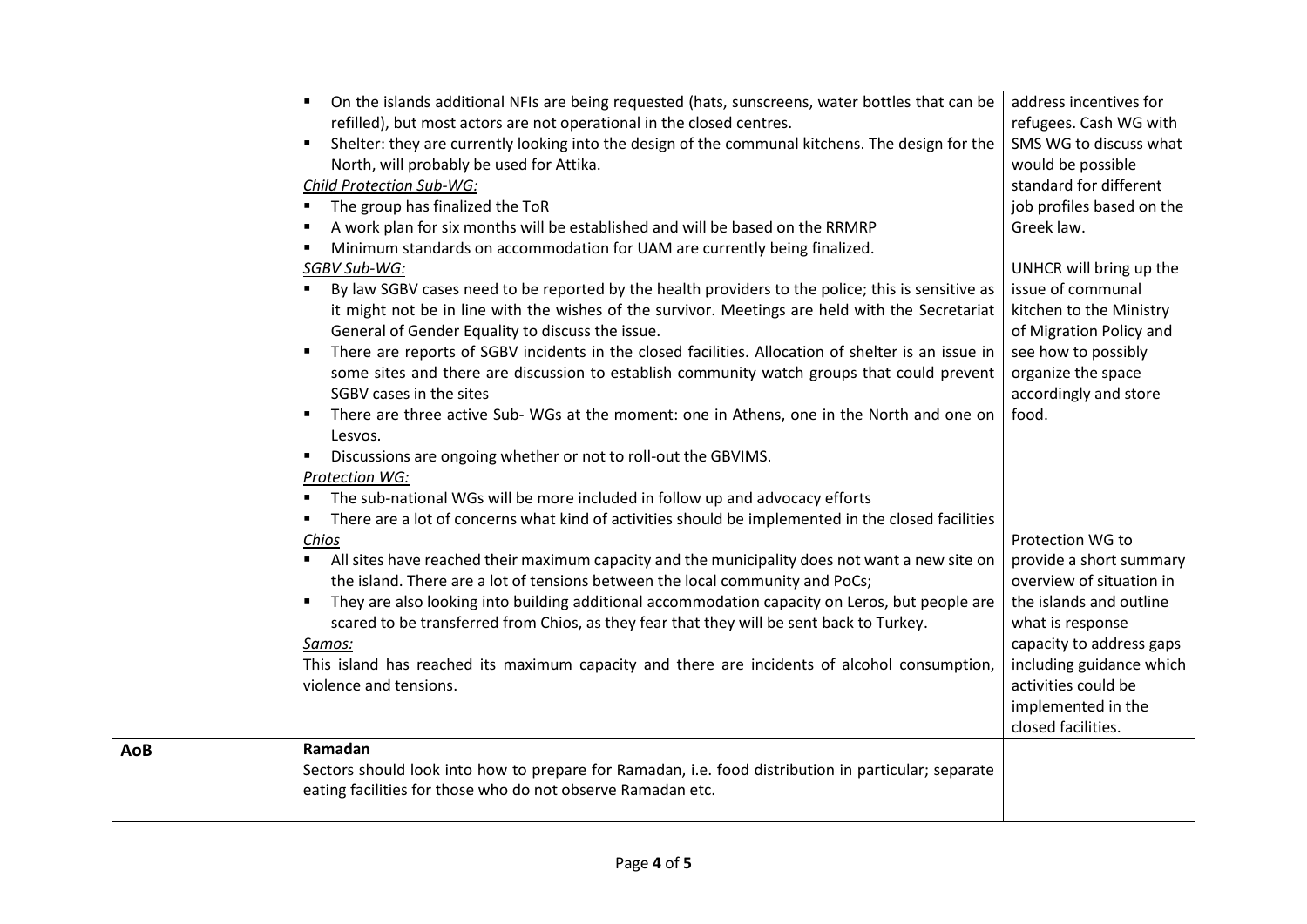| | | |
|---|---|---|
| | ▪ On the islands additional NFIs are being requested (hats, sunscreens, water bottles that can be refilled), but most actors are not operational in the closed centres.<br>▪ Shelter: they are currently looking into the design of the communal kitchens. The design for the North, will probably be used for Attika.<br>*Child Protection Sub-WG:*<br>▪ The group has finalized the ToR<br>▪ A work plan for six months will be established and will be based on the RRMRP<br>▪ Minimum standards on accommodation for UAM are currently being finalized.<br>*SGBV Sub-WG:*<br>▪ By law SGBV cases need to be reported by the health providers to the police; this is sensitive as it might not be in line with the wishes of the survivor. Meetings are held with the Secretariat General of Gender Equality to discuss the issue.<br>▪ There are reports of SGBV incidents in the closed facilities. Allocation of shelter is an issue in some sites and there are discussion to establish community watch groups that could prevent SGBV cases in the sites<br>▪ There are three active Sub- WGs at the moment: one in Athens, one in the North and one on Lesvos.<br>▪ Discussions are ongoing whether or not to roll-out the GBVIMS.<br>*Protection WG:*<br>▪ The sub-national WGs will be more included in follow up and advocacy efforts<br>▪ There are a lot of concerns what kind of activities should be implemented in the closed facilities<br>*Chios*<br>▪ All sites have reached their maximum capacity and the municipality does not want a new site on the island. There are a lot of tensions between the local community and PoCs;<br>▪ They are also looking into building additional accommodation capacity on Leros, but people are scared to be transferred from Chios, as they fear that they will be sent back to Turkey.<br>*Samos:*<br>This island has reached its maximum capacity and there are incidents of alcohol consumption, violence and tensions. | address incentives for refugees. Cash WG with SMS WG to discuss what would be possible standard for different job profiles based on the Greek law.<br><br>UNHCR will bring up the issue of communal kitchen to the Ministry of Migration Policy and see how to possibly organize the space accordingly and store food.<br><br>Protection WG to provide a short summary overview of situation in the islands and outline what is response capacity to address gaps including guidance which activities could be implemented in the closed facilities. |
| **AoB** | **Ramadan**<br>Sectors should look into how to prepare for Ramadan, i.e. food distribution in particular; separate eating facilities for those who do not observe Ramadan etc. | |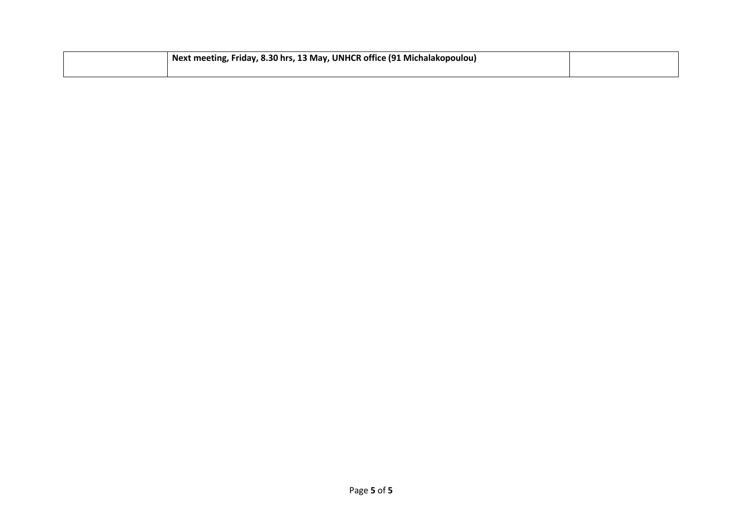| | | |
|---|---|---|
| | **Next meeting, Friday, 8.30 hrs, 13 May, UNHCR office (91 Michalakopoulou)** | |